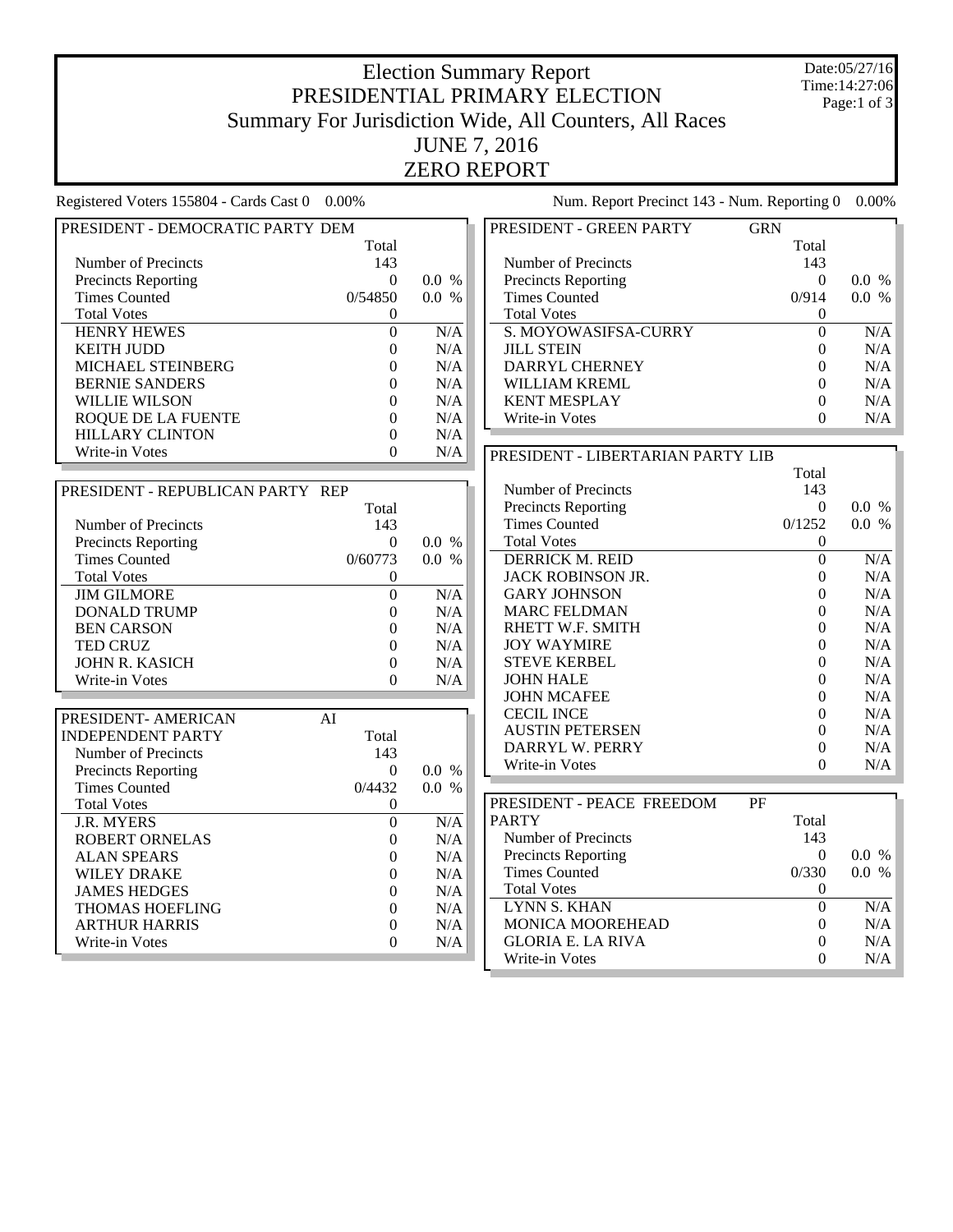# Election Summary Report

## PRESIDENTIAL PRIMARY ELECTION

## Summary For Jurisdiction Wide, All Counters, All Races

## JUNE 7, 2016

## ZERO REPORT

Date:05/27/16
Time:14:27:06

Registered Voters 155804 - Cards Cast 0 0.00%

Num. Report Precinct 143 - Num. Reporting 0 0.00%

| PRESIDENT - DEMOCRATIC PARTY DEM | Total | |
|---|---|---|
| Number of Precincts | 143 | |
| Precincts Reporting | 0 | 0.0 % |
| Times Counted | 0/54850 | 0.0 % |
| Total Votes | 0 | |
| HENRY HEWES | 0 | N/A |
| KEITH JUDD | 0 | N/A |
| MICHAEL STEINBERG | 0 | N/A |
| BERNIE SANDERS | 0 | N/A |
| WILLIE WILSON | 0 | N/A |
| ROQUE DE LA FUENTE | 0 | N/A |
| HILLARY CLINTON | 0 | N/A |
| Write-in Votes | 0 | N/A |

| PRESIDENT - REPUBLICAN PARTY REP | Total | |
|---|---|---|
| Number of Precincts | 143 | |
| Precincts Reporting | 0 | 0.0 % |
| Times Counted | 0/60773 | 0.0 % |
| Total Votes | 0 | |
| JIM GILMORE | 0 | N/A |
| DONALD TRUMP | 0 | N/A |
| BEN CARSON | 0 | N/A |
| TED CRUZ | 0 | N/A |
| JOHN R. KASICH | 0 | N/A |
| Write-in Votes | 0 | N/A |

| PRESIDENT- AMERICAN INDEPENDENT PARTY AI | Total | |
|---|---|---|
| Number of Precincts | 143 | |
| Precincts Reporting | 0 | 0.0 % |
| Times Counted | 0/4432 | 0.0 % |
| Total Votes | 0 | |
| J.R. MYERS | 0 | N/A |
| ROBERT ORNELAS | 0 | N/A |
| ALAN SPEARS | 0 | N/A |
| WILEY DRAKE | 0 | N/A |
| JAMES HEDGES | 0 | N/A |
| THOMAS HOEFLING | 0 | N/A |
| ARTHUR HARRIS | 0 | N/A |
| Write-in Votes | 0 | N/A |

| PRESIDENT - GREEN PARTY GRN | Total | |
|---|---|---|
| Number of Precincts | 143 | |
| Precincts Reporting | 0 | 0.0 % |
| Times Counted | 0/914 | 0.0 % |
| Total Votes | 0 | |
| S. MOYOWASIFSA-CURRY | 0 | N/A |
| JILL STEIN | 0 | N/A |
| DARRYL CHERNEY | 0 | N/A |
| WILLIAM KREML | 0 | N/A |
| KENT MESPLAY | 0 | N/A |
| Write-in Votes | 0 | N/A |

| PRESIDENT - LIBERTARIAN PARTY LIB | Total | |
|---|---|---|
| Number of Precincts | 143 | |
| Precincts Reporting | 0 | 0.0 % |
| Times Counted | 0/1252 | 0.0 % |
| Total Votes | 0 | |
| DERRICK M. REID | 0 | N/A |
| JACK ROBINSON JR. | 0 | N/A |
| GARY JOHNSON | 0 | N/A |
| MARC FELDMAN | 0 | N/A |
| RHETT W.F. SMITH | 0 | N/A |
| JOY WAYMIRE | 0 | N/A |
| STEVE KERBEL | 0 | N/A |
| JOHN HALE | 0 | N/A |
| JOHN MCAFEE | 0 | N/A |
| CECIL INCE | 0 | N/A |
| AUSTIN PETERSEN | 0 | N/A |
| DARRYL W. PERRY | 0 | N/A |
| Write-in Votes | 0 | N/A |

| PRESIDENT - PEACE FREEDOM PARTY PF | Total | |
|---|---|---|
| Number of Precincts | 143 | |
| Precincts Reporting | 0 | 0.0 % |
| Times Counted | 0/330 | 0.0 % |
| Total Votes | 0 | |
| LYNN S. KHAN | 0 | N/A |
| MONICA MOOREHEAD | 0 | N/A |
| GLORIA E. LA RIVA | 0 | N/A |
| Write-in Votes | 0 | N/A |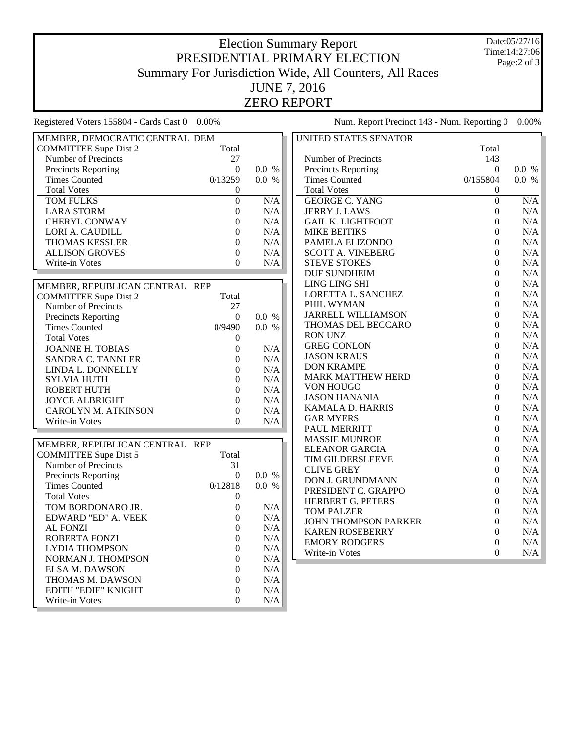# Election Summary Report
## PRESIDENTIAL PRIMARY ELECTION
## Summary For Jurisdiction Wide, All Counters, All Races
## JUNE 7, 2016
## ZERO REPORT

Date:05/27/16
Time:14:27:06

Registered Voters 155804 - Cards Cast 0 0.00%

Num. Report Precinct 143 - Num. Reporting 0 0.00%

| MEMBER, DEMOCRATIC CENTRAL DEM COMMITTEE Supe Dist 2 | Total | |
|---|---|---|
| Number of Precincts | 27 | |
| Precincts Reporting | 0 | 0.0 % |
| Times Counted | 0/13259 | 0.0 % |
| Total Votes | 0 | |
| TOM FULKS | 0 | N/A |
| LARA STORM | 0 | N/A |
| CHERYL CONWAY | 0 | N/A |
| LORI A. CAUDILL | 0 | N/A |
| THOMAS KESSLER | 0 | N/A |
| ALLISON GROVES | 0 | N/A |
| Write-in Votes | 0 | N/A |

| MEMBER, REPUBLICAN CENTRAL REP COMMITTEE Supe Dist 2 | Total | |
|---|---|---|
| Number of Precincts | 27 | |
| Precincts Reporting | 0 | 0.0 % |
| Times Counted | 0/9490 | 0.0 % |
| Total Votes | 0 | |
| JOANNE H. TOBIAS | 0 | N/A |
| SANDRA C. TANNLER | 0 | N/A |
| LINDA L. DONNELLY | 0 | N/A |
| SYLVIA HUTH | 0 | N/A |
| ROBERT HUTH | 0 | N/A |
| JOYCE ALBRIGHT | 0 | N/A |
| CAROLYN M. ATKINSON | 0 | N/A |
| Write-in Votes | 0 | N/A |

| MEMBER, REPUBLICAN CENTRAL REP COMMITTEE Supe Dist 5 | Total | |
|---|---|---|
| Number of Precincts | 31 | |
| Precincts Reporting | 0 | 0.0 % |
| Times Counted | 0/12818 | 0.0 % |
| Total Votes | 0 | |
| TOM BORDONARO JR. | 0 | N/A |
| EDWARD "ED" A. VEEK | 0 | N/A |
| AL FONZI | 0 | N/A |
| ROBERTA FONZI | 0 | N/A |
| LYDIA THOMPSON | 0 | N/A |
| NORMAN J. THOMPSON | 0 | N/A |
| ELSA M. DAWSON | 0 | N/A |
| THOMAS M. DAWSON | 0 | N/A |
| EDITH "EDIE" KNIGHT | 0 | N/A |
| Write-in Votes | 0 | N/A |

| UNITED STATES SENATOR | Total | |
|---|---|---|
| Number of Precincts | 143 | |
| Precincts Reporting | 0 | 0.0 % |
| Times Counted | 0/155804 | 0.0 % |
| Total Votes | 0 | |
| GEORGE C. YANG | 0 | N/A |
| JERRY J. LAWS | 0 | N/A |
| GAIL K. LIGHTFOOT | 0 | N/A |
| MIKE BEITIKS | 0 | N/A |
| PAMELA ELIZONDO | 0 | N/A |
| SCOTT A. VINEBERG | 0 | N/A |
| STEVE STOKES | 0 | N/A |
| DUF SUNDHEIM | 0 | N/A |
| LING LING SHI | 0 | N/A |
| LORETTA L. SANCHEZ | 0 | N/A |
| PHIL WYMAN | 0 | N/A |
| JARRELL WILLIAMSON | 0 | N/A |
| THOMAS DEL BECCARO | 0 | N/A |
| RON UNZ | 0 | N/A |
| GREG CONLON | 0 | N/A |
| JASON KRAUS | 0 | N/A |
| DON KRAMPE | 0 | N/A |
| MARK MATTHEW HERD | 0 | N/A |
| VON HOUGO | 0 | N/A |
| JASON HANANIA | 0 | N/A |
| KAMALA D. HARRIS | 0 | N/A |
| GAR MYERS | 0 | N/A |
| PAUL MERRITT | 0 | N/A |
| MASSIE MUNROE | 0 | N/A |
| ELEANOR GARCIA | 0 | N/A |
| TIM GILDERSLEEVE | 0 | N/A |
| CLIVE GREY | 0 | N/A |
| DON J. GRUNDMANN | 0 | N/A |
| PRESIDENT C. GRAPPO | 0 | N/A |
| HERBERT G. PETERS | 0 | N/A |
| TOM PALZER | 0 | N/A |
| JOHN THOMPSON PARKER | 0 | N/A |
| KAREN ROSEBERRY | 0 | N/A |
| EMORY RODGERS | 0 | N/A |
| Write-in Votes | 0 | N/A |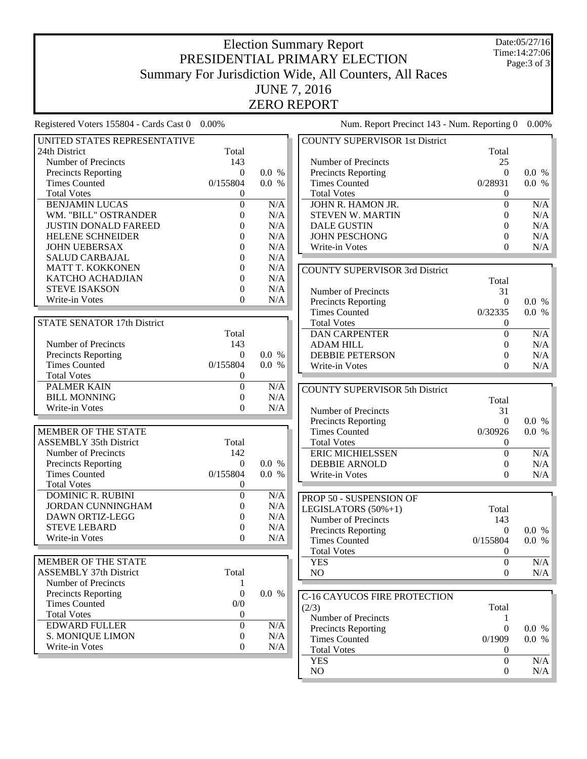# Election Summary Report
## PRESIDENTIAL PRIMARY ELECTION
## Summary For Jurisdiction Wide, All Counters, All Races
## JUNE 7, 2016
## ZERO REPORT

Date:05/27/16
Time:14:27:06

Registered Voters 155804 - Cards Cast 0 0.00%

Num. Report Precinct 143 - Num. Reporting 0 0.00%

| UNITED STATES REPRESENTATIVE 24th District | Total | |
|---|---|---|
| Number of Precincts | 143 | |
| Precincts Reporting | 0 | 0.0 % |
| Times Counted | 0/155804 | 0.0 % |
| Total Votes | 0 | |
| BENJAMIN LUCAS | 0 | N/A |
| WM. "BILL" OSTRANDER | 0 | N/A |
| JUSTIN DONALD FAREED | 0 | N/A |
| HELENE SCHNEIDER | 0 | N/A |
| JOHN UEBERSAX | 0 | N/A |
| SALUD CARBAJAL | 0 | N/A |
| MATT T. KOKKONEN | 0 | N/A |
| KATCHO ACHADJIAN | 0 | N/A |
| STEVE ISAKSON | 0 | N/A |
| Write-in Votes | 0 | N/A |

| STATE SENATOR 17th District | Total | |
|---|---|---|
| Number of Precincts | 143 | |
| Precincts Reporting | 0 | 0.0 % |
| Times Counted | 0/155804 | 0.0 % |
| Total Votes | 0 | |
| PALMER KAIN | 0 | N/A |
| BILL MONNING | 0 | N/A |
| Write-in Votes | 0 | N/A |

| MEMBER OF THE STATE ASSEMBLY 35th District | Total | |
|---|---|---|
| Number of Precincts | 142 | |
| Precincts Reporting | 0 | 0.0 % |
| Times Counted | 0/155804 | 0.0 % |
| Total Votes | 0 | |
| DOMINIC R. RUBINI | 0 | N/A |
| JORDAN CUNNINGHAM | 0 | N/A |
| DAWN ORTIZ-LEGG | 0 | N/A |
| STEVE LEBARD | 0 | N/A |
| Write-in Votes | 0 | N/A |

| MEMBER OF THE STATE ASSEMBLY 37th District | Total | |
|---|---|---|
| Number of Precincts | 1 | |
| Precincts Reporting | 0 | 0.0 % |
| Times Counted | 0/0 | |
| Total Votes | 0 | |
| EDWARD FULLER | 0 | N/A |
| S. MONIQUE LIMON | 0 | N/A |
| Write-in Votes | 0 | N/A |

| COUNTY SUPERVISOR 1st District | Total | |
|---|---|---|
| Number of Precincts | 25 | |
| Precincts Reporting | 0 | 0.0 % |
| Times Counted | 0/28931 | 0.0 % |
| Total Votes | 0 | |
| JOHN R. HAMON JR. | 0 | N/A |
| STEVEN W. MARTIN | 0 | N/A |
| DALE GUSTIN | 0 | N/A |
| JOHN PESCHONG | 0 | N/A |
| Write-in Votes | 0 | N/A |

| COUNTY SUPERVISOR 3rd District | Total | |
|---|---|---|
| Number of Precincts | 31 | |
| Precincts Reporting | 0 | 0.0 % |
| Times Counted | 0/32335 | 0.0 % |
| Total Votes | 0 | |
| DAN CARPENTER | 0 | N/A |
| ADAM HILL | 0 | N/A |
| DEBBIE PETERSON | 0 | N/A |
| Write-in Votes | 0 | N/A |

| COUNTY SUPERVISOR 5th District | Total | |
|---|---|---|
| Number of Precincts | 31 | |
| Precincts Reporting | 0 | 0.0 % |
| Times Counted | 0/30926 | 0.0 % |
| Total Votes | 0 | |
| ERIC MICHIELSSEN | 0 | N/A |
| DEBBIE ARNOLD | 0 | N/A |
| Write-in Votes | 0 | N/A |

| PROP 50 - SUSPENSION OF LEGISLATORS (50%+1) | Total | |
|---|---|---|
| Number of Precincts | 143 | |
| Precincts Reporting | 0 | 0.0 % |
| Times Counted | 0/155804 | 0.0 % |
| Total Votes | 0 | |
| YES | 0 | N/A |
| NO | 0 | N/A |

| C-16 CAYUCOS FIRE PROTECTION (2/3) | Total | |
|---|---|---|
| Number of Precincts | 1 | |
| Precincts Reporting | 0 | 0.0 % |
| Times Counted | 0/1909 | 0.0 % |
| Total Votes | 0 | |
| YES | 0 | N/A |
| NO | 0 | N/A |